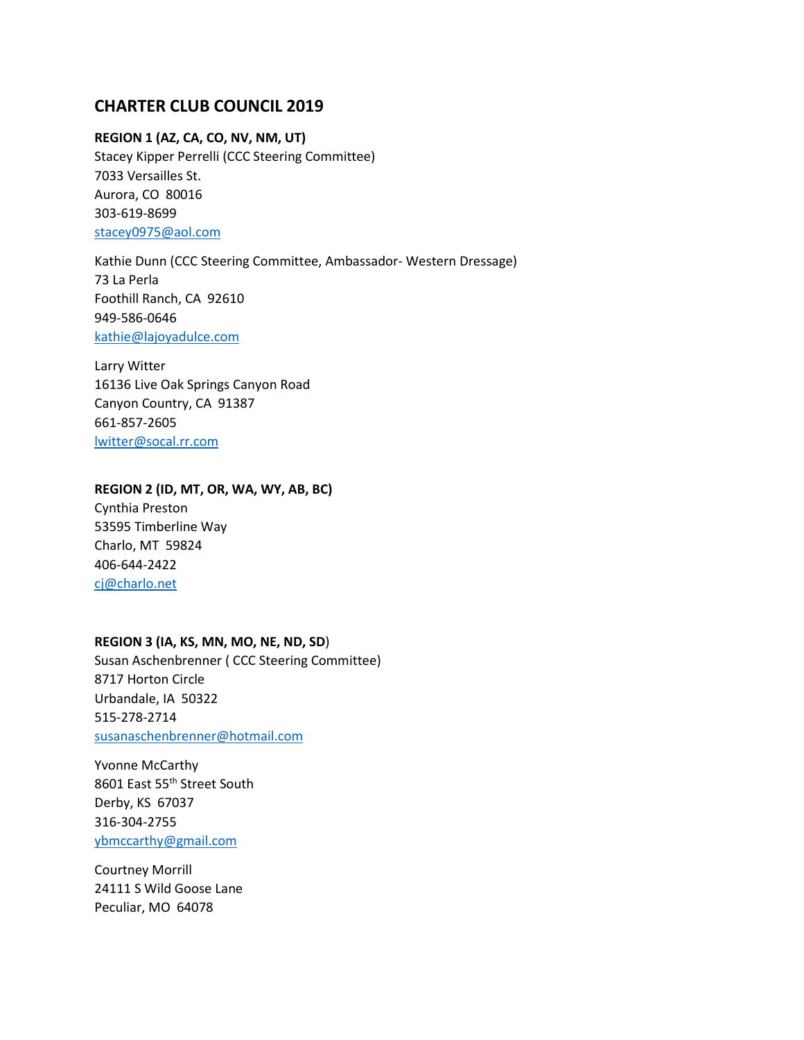# CHARTER CLUB COUNCIL 2019

**REGION 1 (AZ, CA, CO, NV, NM, UT)**

Stacey Kipper Perrelli (CCC Steering Committee)
7033 Versailles St.
Aurora, CO 80016
303-619-8699
stacey0975@aol.com

Kathie Dunn (CCC Steering Committee, Ambassador- Western Dressage)
73 La Perla
Foothill Ranch, CA 92610
949-586-0646
kathie@lajoyadulce.com

Larry Witter
16136 Live Oak Springs Canyon Road
Canyon Country, CA 91387
661-857-2605
lwitter@socal.rr.com

**REGION 2 (ID, MT, OR, WA, WY, AB, BC)**

Cynthia Preston
53595 Timberline Way
Charlo, MT 59824
406-644-2422
cj@charlo.net

**REGION 3 (IA, KS, MN, MO, NE, ND, SD)**

Susan Aschenbrenner ( CCC Steering Committee)
8717 Horton Circle
Urbandale, IA 50322
515-278-2714
susanaschenbrenner@hotmail.com

Yvonne McCarthy
8601 East 55th Street South
Derby, KS 67037
316-304-2755
ybmccarthy@gmail.com

Courtney Morrill
24111 S Wild Goose Lane
Peculiar, MO 64078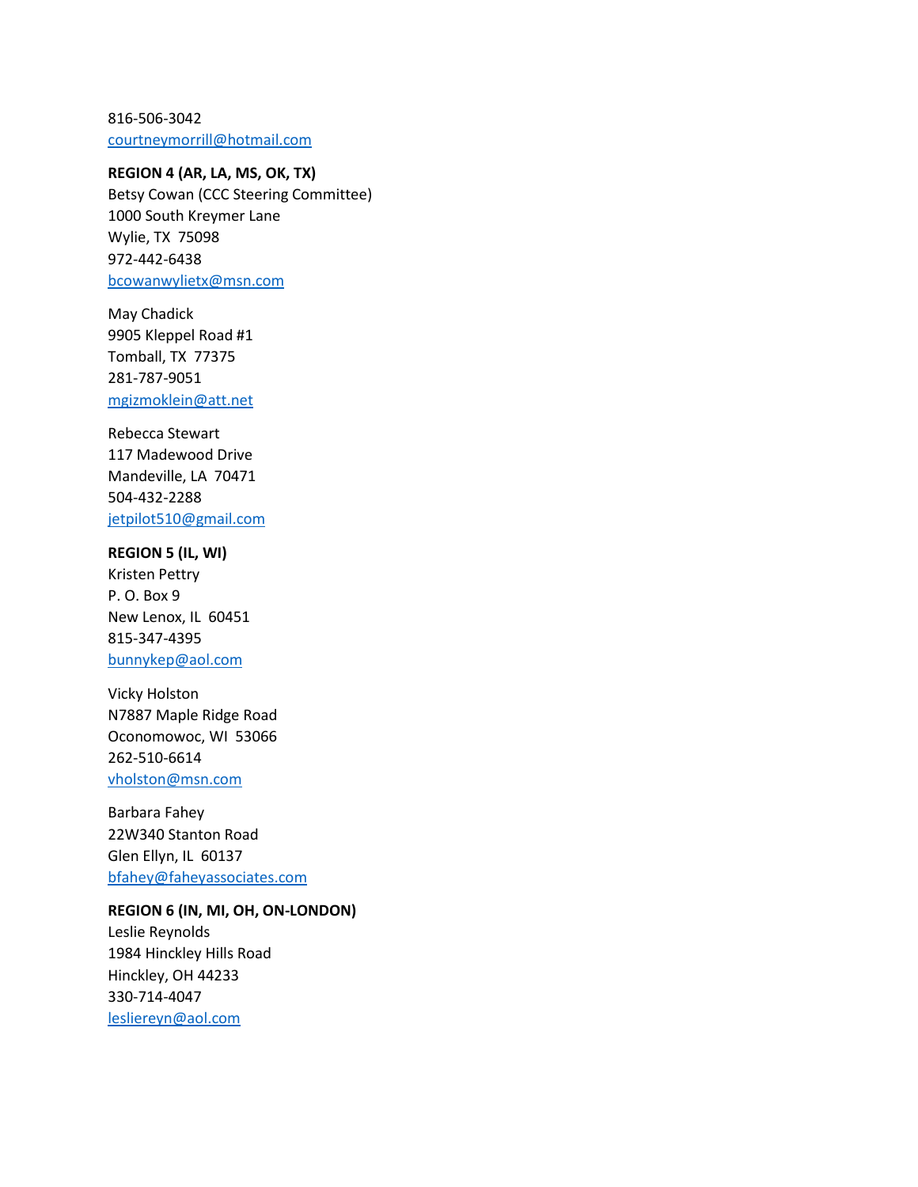816-506-3042
courtneymorrill@hotmail.com

**REGION 4 (AR, LA, MS, OK, TX)**
Betsy Cowan (CCC Steering Committee)
1000 South Kreymer Lane
Wylie, TX 75098
972-442-6438
bcowanwylietx@msn.com

May Chadick
9905 Kleppel Road #1
Tomball, TX 77375
281-787-9051
mgizmoklein@att.net

Rebecca Stewart
117 Madewood Drive
Mandeville, LA 70471
504-432-2288
jetpilot510@gmail.com

**REGION 5 (IL, WI)**
Kristen Pettry
P. O. Box 9
New Lenox, IL 60451
815-347-4395
bunnykep@aol.com

Vicky Holston
N7887 Maple Ridge Road
Oconomowoc, WI 53066
262-510-6614
vholston@msn.com

Barbara Fahey
22W340 Stanton Road
Glen Ellyn, IL 60137
bfahey@faheyassociates.com

**REGION 6 (IN, MI, OH, ON-LONDON)**
Leslie Reynolds
1984 Hinckley Hills Road
Hinckley, OH 44233
330-714-4047
lesliereyn@aol.com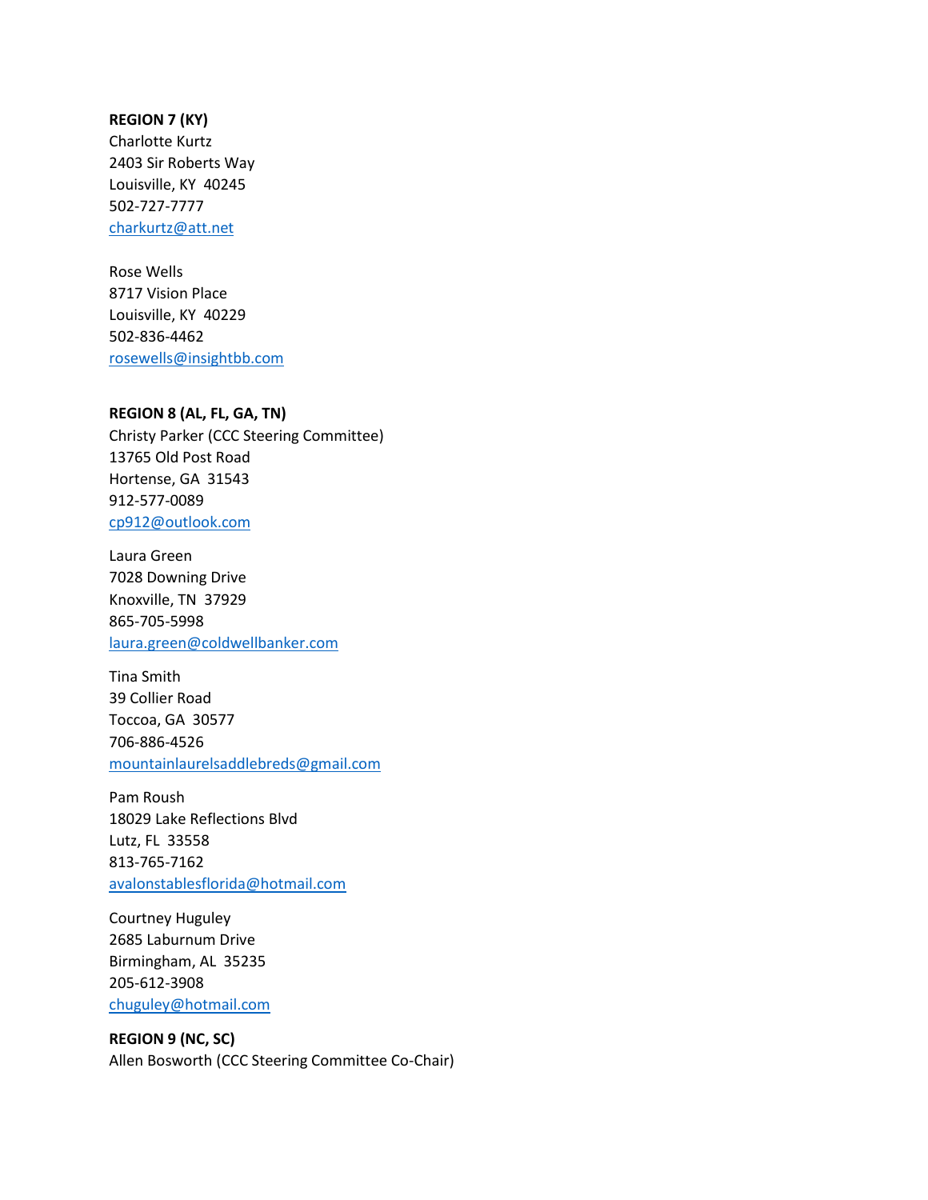**REGION 7 (KY)**
Charlotte Kurtz
2403 Sir Roberts Way
Louisville, KY  40245
502-727-7777
charkurtz@att.net

Rose Wells
8717 Vision Place
Louisville, KY  40229
502-836-4462
rosewells@insightbb.com

**REGION 8 (AL, FL, GA, TN)**
Christy Parker (CCC Steering Committee)
13765 Old Post Road
Hortense, GA  31543
912-577-0089
cp912@outlook.com

Laura Green
7028 Downing Drive
Knoxville, TN  37929
865-705-5998
laura.green@coldwellbanker.com

Tina Smith
39 Collier Road
Toccoa, GA  30577
706-886-4526
mountainlaurelsaddlebreds@gmail.com

Pam Roush
18029 Lake Reflections Blvd
Lutz, FL  33558
813-765-7162
avalonstablesflorida@hotmail.com

Courtney Huguley
2685 Laburnum Drive
Birmingham, AL  35235
205-612-3908
chuguley@hotmail.com

**REGION 9 (NC, SC)**
Allen Bosworth (CCC Steering Committee Co-Chair)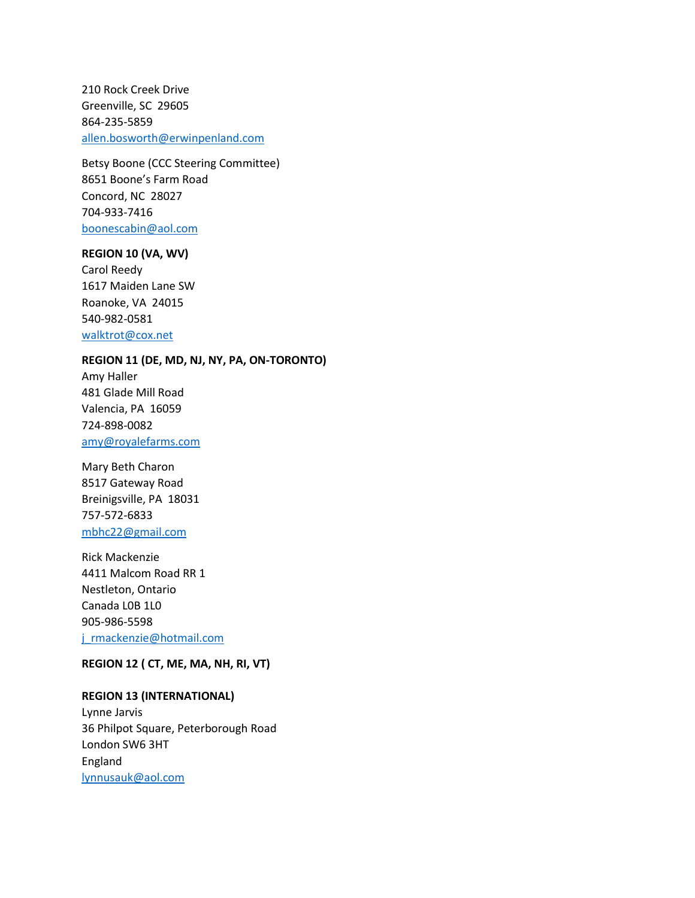210 Rock Creek Drive
Greenville, SC 29605
864-235-5859
allen.bosworth@erwinpenland.com

Betsy Boone (CCC Steering Committee)
8651 Boone's Farm Road
Concord, NC 28027
704-933-7416
boonescabin@aol.com

**REGION 10 (VA, WV)**
Carol Reedy
1617 Maiden Lane SW
Roanoke, VA 24015
540-982-0581
walktrot@cox.net

**REGION 11 (DE, MD, NJ, NY, PA, ON-TORONTO)**
Amy Haller
481 Glade Mill Road
Valencia, PA 16059
724-898-0082
amy@royalefarms.com

Mary Beth Charon
8517 Gateway Road
Breinigsville, PA 18031
757-572-6833
mbhc22@gmail.com

Rick Mackenzie
4411 Malcom Road RR 1
Nestleton, Ontario
Canada L0B 1L0
905-986-5598
j_rmackenzie@hotmail.com

**REGION 12 ( CT, ME, MA, NH, RI, VT)**

**REGION 13 (INTERNATIONAL)**
Lynne Jarvis
36 Philpot Square, Peterborough Road
London SW6 3HT
England
lynnusauk@aol.com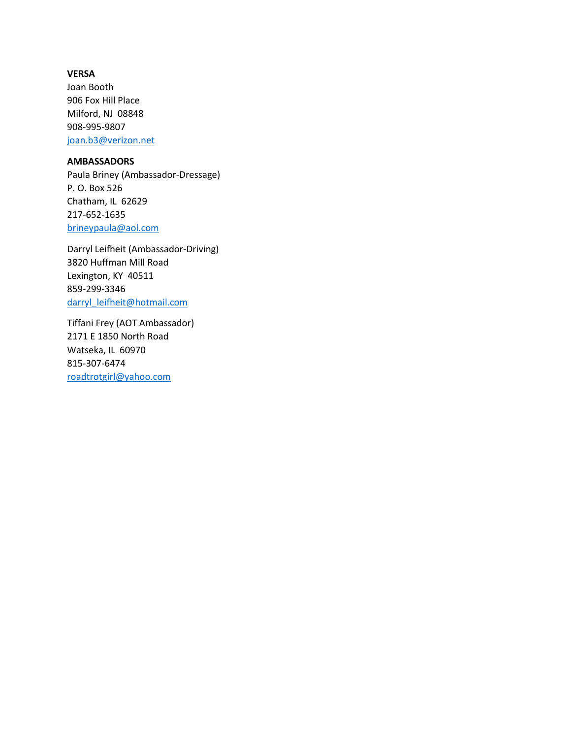**VERSA**
Joan Booth
906 Fox Hill Place
Milford, NJ 08848
908-995-9807
joan.b3@verizon.net

**AMBASSADORS**
Paula Briney (Ambassador-Dressage)
P. O. Box 526
Chatham, IL 62629
217-652-1635
brineypaula@aol.com

Darryl Leifheit (Ambassador-Driving)
3820 Huffman Mill Road
Lexington, KY 40511
859-299-3346
darryl_leifheit@hotmail.com

Tiffani Frey (AOT Ambassador)
2171 E 1850 North Road
Watseka, IL 60970
815-307-6474
roadtrotgirl@yahoo.com